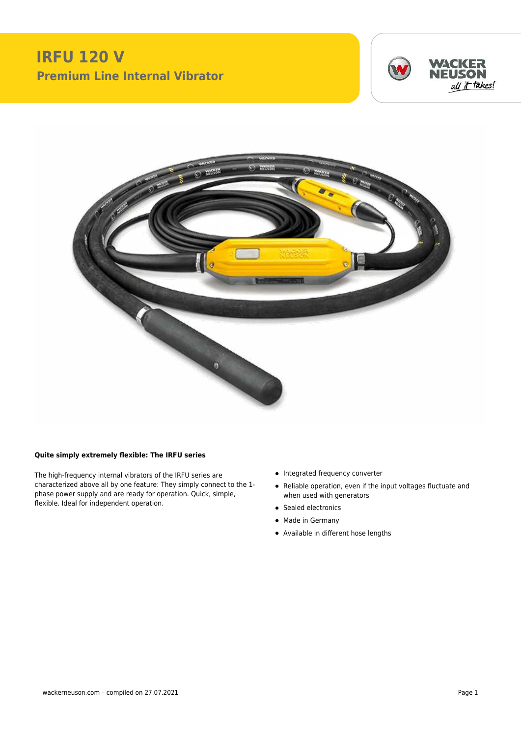# IRFU 120 V

## Premium Line Internal Vibrator

### Quite simply extremely flexible: The IRFU series

The high-frequency internal vibrators of the IRFU series are characterized above all by one feature: They simply connect to the 1-phase power supply and are ready for operation. Quick, simple, flexible. Ideal for independent operation.

- Integrated frequency converter
- Reliable operation, even if the input voltages fluctuate and when used with generators
- Sealed electronics
- Made in Germany
- Available in different hose lengths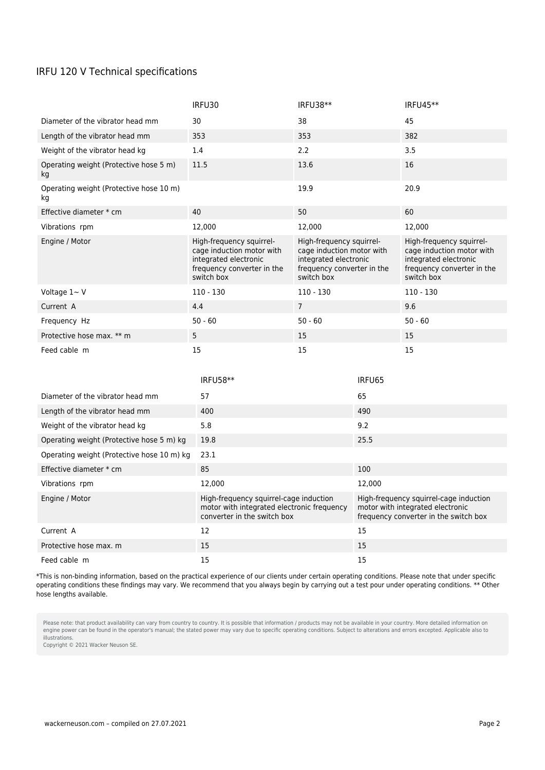## IRFU 120 V Technical specifications

| | IRFU30 | IRFU38** | IRFU45** |
|---|---|---|---|
| Diameter of the vibrator head mm | 30 | 38 | 45 |
| Length of the vibrator head mm | 353 | 353 | 382 |
| Weight of the vibrator head kg | 1.4 | 2.2 | 3.5 |
| Operating weight (Protective hose 5 m) kg | 11.5 | 13.6 | 16 |
| Operating weight (Protective hose 10 m) kg | | 19.9 | 20.9 |
| Effective diameter * cm | 40 | 50 | 60 |
| Vibrations rpm | 12,000 | 12,000 | 12,000 |
| Engine / Motor | High-frequency squirrel-cage induction motor with integrated electronic frequency converter in the switch box | High-frequency squirrel-cage induction motor with integrated electronic frequency converter in the switch box | High-frequency squirrel-cage induction motor with integrated electronic frequency converter in the switch box |
| Voltage 1~ V | 110 - 130 | 110 - 130 | 110 - 130 |
| Current A | 4.4 | 7 | 9.6 |
| Frequency Hz | 50 - 60 | 50 - 60 | 50 - 60 |
| Protective hose max. ** m | 5 | 15 | 15 |
| Feed cable m | 15 | 15 | 15 |

| | IRFU58** | IRFU65 |
|---|---|---|
| Diameter of the vibrator head mm | 57 | 65 |
| Length of the vibrator head mm | 400 | 490 |
| Weight of the vibrator head kg | 5.8 | 9.2 |
| Operating weight (Protective hose 5 m) kg | 19.8 | 25.5 |
| Operating weight (Protective hose 10 m) kg | 23.1 | |
| Effective diameter * cm | 85 | 100 |
| Vibrations rpm | 12,000 | 12,000 |
| Engine / Motor | High-frequency squirrel-cage induction motor with integrated electronic frequency converter in the switch box | High-frequency squirrel-cage induction motor with integrated electronic frequency converter in the switch box |
| Current A | 12 | 15 |
| Protective hose max. m | 15 | 15 |
| Feed cable m | 15 | 15 |

*This is non-binding information, based on the practical experience of our clients under certain operating conditions. Please note that under specific operating conditions these findings may vary. We recommend that you always begin by carrying out a test pour under operating conditions. ** Other hose lengths available.

Please note: that product availability can vary from country to country. It is possible that information / products may not be available in your country. More detailed information on engine power can be found in the operator's manual; the stated power may vary due to specific operating conditions. Subject to alterations and errors excepted. Applicable also to illustrations.
Copyright © 2021 Wacker Neuson SE.

wackerneuson.com – compiled on 27.07.2021